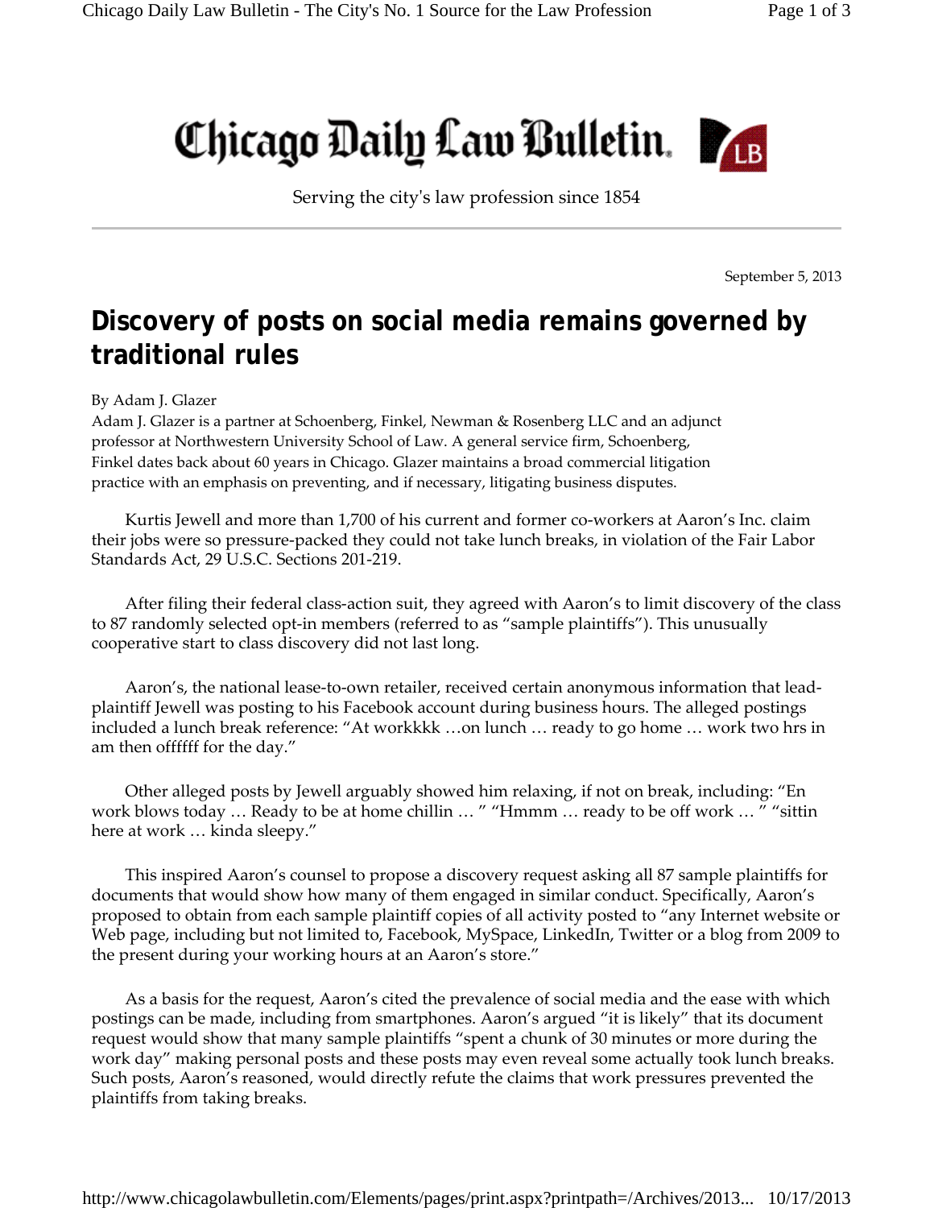# Chicago Daily Law Bulletin

Serving the city's law profession since 1854

September 5, 2013

## Discovery of posts on social media remains governed by traditional rules

By Adam J. Glazer

Adam J. Glazer is a partner at Schoenberg, Finkel, Newman & Rosenberg LLC and an adjunct professor at Northwestern University School of Law. A general service firm, Schoenberg, Finkel dates back about 60 years in Chicago. Glazer maintains a broad commercial litigation practice with an emphasis on preventing, and if necessary, litigating business disputes.

Kurtis Jewell and more than 1,700 of his current and former co-workers at Aaron's Inc. claim their jobs were so pressure-packed they could not take lunch breaks, in violation of the Fair Labor Standards Act, 29 U.S.C. Sections 201-219.

After filing their federal class-action suit, they agreed with Aaron's to limit discovery of the class to 87 randomly selected opt-in members (referred to as "sample plaintiffs"). This unusually cooperative start to class discovery did not last long.

Aaron's, the national lease-to-own retailer, received certain anonymous information that lead-plaintiff Jewell was posting to his Facebook account during business hours. The alleged postings included a lunch break reference: "At workkkk …on lunch … ready to go home … work two hrs in am then offffff for the day."

Other alleged posts by Jewell arguably showed him relaxing, if not on break, including: "En work blows today … Ready to be at home chillin … " "Hmmm … ready to be off work … " "sittin here at work … kinda sleepy."

This inspired Aaron's counsel to propose a discovery request asking all 87 sample plaintiffs for documents that would show how many of them engaged in similar conduct. Specifically, Aaron's proposed to obtain from each sample plaintiff copies of all activity posted to "any Internet website or Web page, including but not limited to, Facebook, MySpace, LinkedIn, Twitter or a blog from 2009 to the present during your working hours at an Aaron's store."

As a basis for the request, Aaron's cited the prevalence of social media and the ease with which postings can be made, including from smartphones. Aaron's argued "it is likely" that its document request would show that many sample plaintiffs "spent a chunk of 30 minutes or more during the work day" making personal posts and these posts may even reveal some actually took lunch breaks. Such posts, Aaron's reasoned, would directly refute the claims that work pressures prevented the plaintiffs from taking breaks.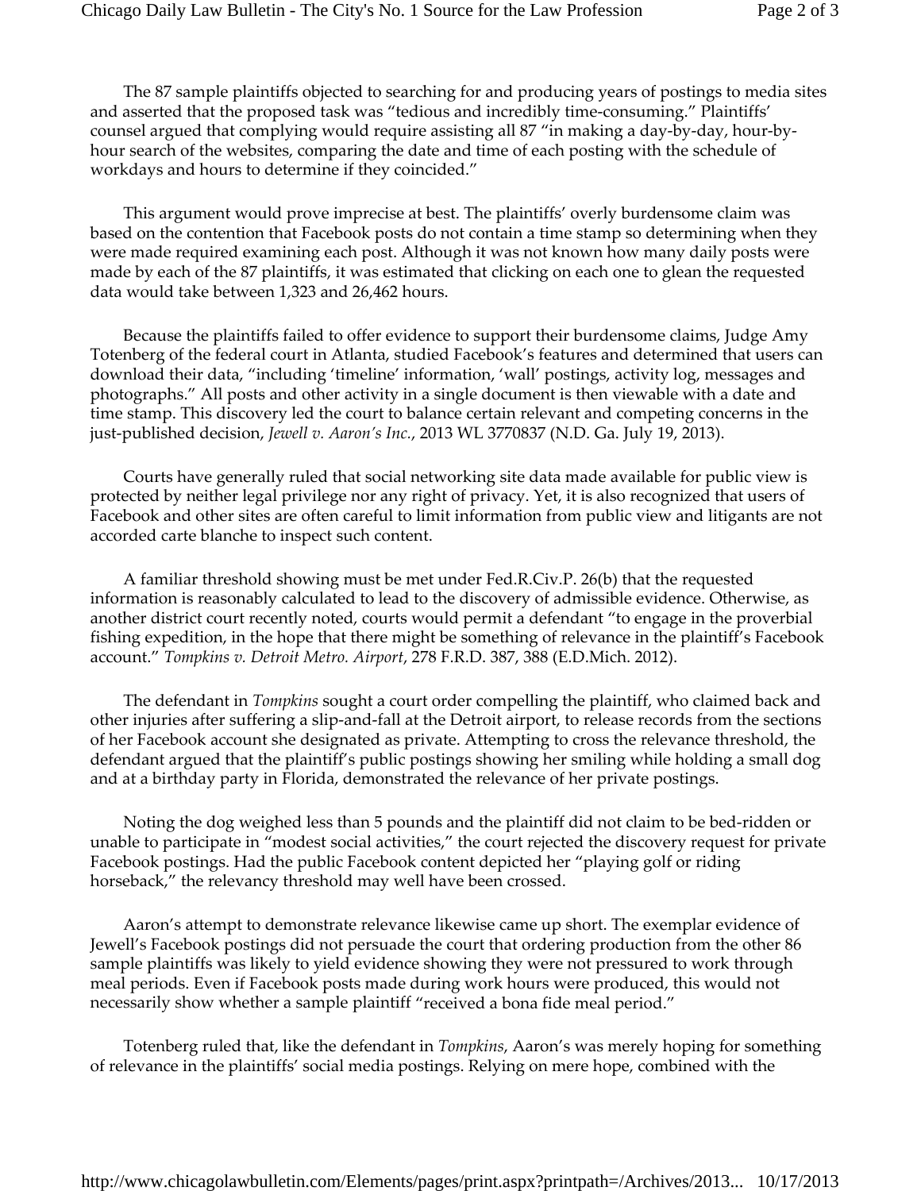The 87 sample plaintiffs objected to searching for and producing years of postings to media sites and asserted that the proposed task was "tedious and incredibly time-consuming." Plaintiffs' counsel argued that complying would require assisting all 87 "in making a day-by-day, hour-by-hour search of the websites, comparing the date and time of each posting with the schedule of workdays and hours to determine if they coincided."

This argument would prove imprecise at best. The plaintiffs' overly burdensome claim was based on the contention that Facebook posts do not contain a time stamp so determining when they were made required examining each post. Although it was not known how many daily posts were made by each of the 87 plaintiffs, it was estimated that clicking on each one to glean the requested data would take between 1,323 and 26,462 hours.

Because the plaintiffs failed to offer evidence to support their burdensome claims, Judge Amy Totenberg of the federal court in Atlanta, studied Facebook's features and determined that users can download their data, "including 'timeline' information, 'wall' postings, activity log, messages and photographs." All posts and other activity in a single document is then viewable with a date and time stamp. This discovery led the court to balance certain relevant and competing concerns in the just-published decision, *Jewell v. Aaron's Inc.*, 2013 WL 3770837 (N.D. Ga. July 19, 2013).

Courts have generally ruled that social networking site data made available for public view is protected by neither legal privilege nor any right of privacy. Yet, it is also recognized that users of Facebook and other sites are often careful to limit information from public view and litigants are not accorded carte blanche to inspect such content.

A familiar threshold showing must be met under Fed.R.Civ.P. 26(b) that the requested information is reasonably calculated to lead to the discovery of admissible evidence. Otherwise, as another district court recently noted, courts would permit a defendant "to engage in the proverbial fishing expedition, in the hope that there might be something of relevance in the plaintiff's Facebook account." *Tompkins v. Detroit Metro. Airport*, 278 F.R.D. 387, 388 (E.D.Mich. 2012).

The defendant in *Tompkins* sought a court order compelling the plaintiff, who claimed back and other injuries after suffering a slip-and-fall at the Detroit airport, to release records from the sections of her Facebook account she designated as private. Attempting to cross the relevance threshold, the defendant argued that the plaintiff's public postings showing her smiling while holding a small dog and at a birthday party in Florida, demonstrated the relevance of her private postings.

Noting the dog weighed less than 5 pounds and the plaintiff did not claim to be bed-ridden or unable to participate in "modest social activities," the court rejected the discovery request for private Facebook postings. Had the public Facebook content depicted her "playing golf or riding horseback," the relevancy threshold may well have been crossed.

Aaron's attempt to demonstrate relevance likewise came up short. The exemplar evidence of Jewell's Facebook postings did not persuade the court that ordering production from the other 86 sample plaintiffs was likely to yield evidence showing they were not pressured to work through meal periods. Even if Facebook posts made during work hours were produced, this would not necessarily show whether a sample plaintiff "received a bona fide meal period."

Totenberg ruled that, like the defendant in *Tompkins*, Aaron's was merely hoping for something of relevance in the plaintiffs' social media postings. Relying on mere hope, combined with the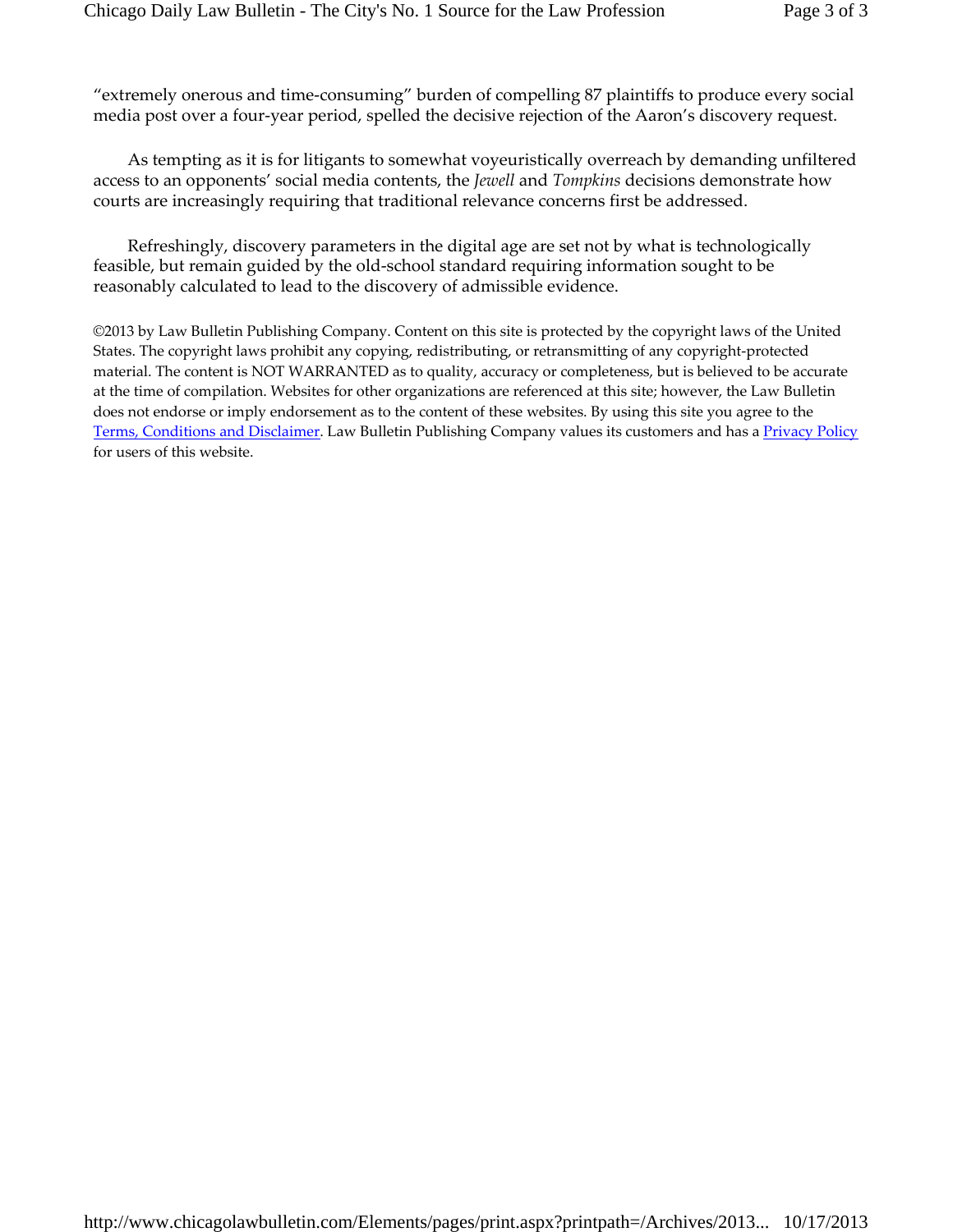"extremely onerous and time-consuming" burden of compelling 87 plaintiffs to produce every social media post over a four-year period, spelled the decisive rejection of the Aaron's discovery request.

As tempting as it is for litigants to somewhat voyeuristically overreach by demanding unfiltered access to an opponents' social media contents, the *Jewell* and *Tompkins* decisions demonstrate how courts are increasingly requiring that traditional relevance concerns first be addressed.

Refreshingly, discovery parameters in the digital age are set not by what is technologically feasible, but remain guided by the old-school standard requiring information sought to be reasonably calculated to lead to the discovery of admissible evidence.

©2013 by Law Bulletin Publishing Company. Content on this site is protected by the copyright laws of the United States. The copyright laws prohibit any copying, redistributing, or retransmitting of any copyright-protected material. The content is NOT WARRANTED as to quality, accuracy or completeness, but is believed to be accurate at the time of compilation. Websites for other organizations are referenced at this site; however, the Law Bulletin does not endorse or imply endorsement as to the content of these websites. By using this site you agree to the Terms, Conditions and Disclaimer. Law Bulletin Publishing Company values its customers and has a Privacy Policy for users of this website.